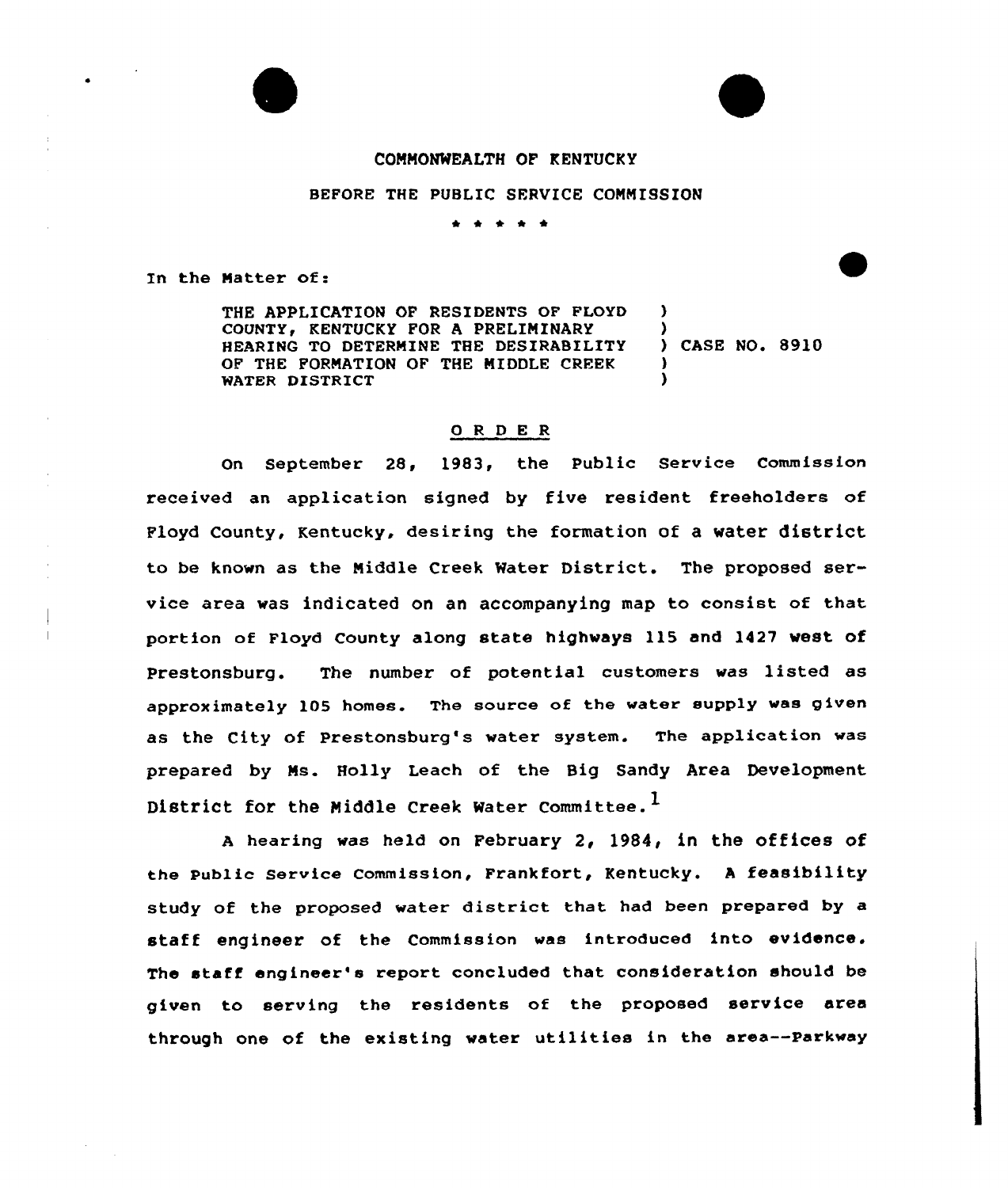COMMONWEALTH OF KENTUCKY

BEFORE THE PUBLIC SERVICE COMMISSION

\* \* \* \* \*

In the Matter of:

THE APPLICATION OF RESIDENTS OF FLOYD COUNTY, KENTUCKY FOR A PRELIMINARY HEARING TO DETERMINE THE DESIRABILITY OF THE FORMATION OF THE MIDDLE CREEK WATER DISTRICT ) CASE NO. 8910

## O R D E R

On September 28, 1983, the Public Service Commission received an application signed by five resident freeholders of Floyd County, Kentucky, desiring the formation of a water district to be known as the Middle Creek Water District. The proposed service area was indicated on an accompanying map to consist of that portion of Floyd County along state highways 115 and 1427 west of Prestonsburg. The number of potential customers was listed as approximately 105 homes. The source of the water supply was given as the City of Prestonsburg's water system. The application was prepared by Ms. Holly Leach of the Big Sandy Area Development District for the Middle Creek Water Committee.[1]

A hearing was held on February 2, 1984, in the offices of the Public Service Commission, Frankfort, Kentucky. A feasibility study of the proposed water district that had been prepared by a staff engineer of the Commission was introduced into evidence. The staff engineer's report concluded that consideration should be given to serving the residents of the proposed service area through one of the existing water utilities in the area--Parkway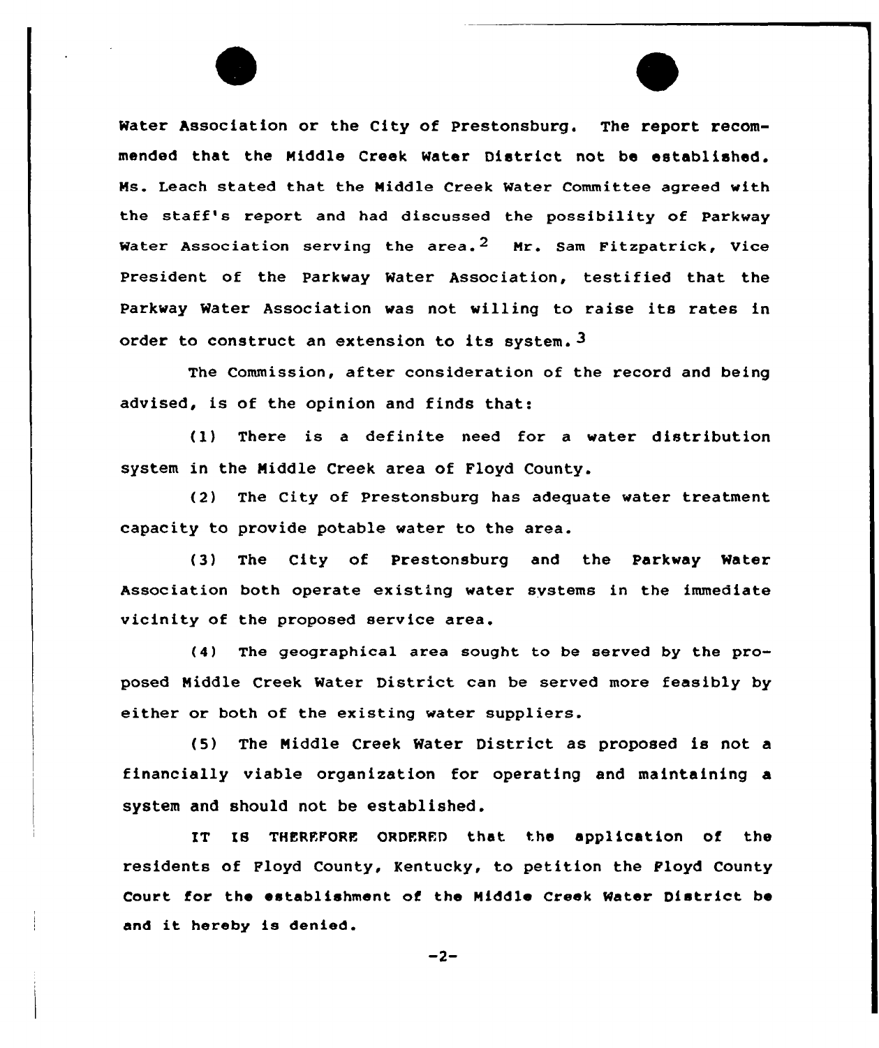Water Association or the City of Prestonsburg. The report recommended that the Middle Creek Water District not be established. Ms. Leach stated that the Middle Creek Water Committee agreed with the staff's report and had discussed the possibility of Parkway Water Association serving the area.[2] Mr. Sam Fitzpatrick, Vice President of the Parkway Water Association, testified that the Parkway Water Association was not willing to raise its rates in order to construct an extension to its system.[3]

The Commission, after consideration of the record and being advised, is of the opinion and finds that:

(1) There is a definite need for a water distribution system in the Middle Creek area of Floyd County.

(2) The City of Prestonsburg has adequate water treatment capacity to provide potable water to the area.

(3) The City of Prestonsburg and the Parkway Water Association both operate existing water systems in the immediate vicinity of the proposed service area.

(4) The geographical area sought to be served by the proposed Middle Creek Water District can be served more feasibly by either or both of the existing water suppliers.

(5) The Middle Creek Water District as proposed is not a financially viable organization for operating and maintaining a system and should not be established.

IT IS THEREFORE ORDERED that the application of the residents of Floyd County, Kentucky, to petition the Floyd County Court for the establishment of the Middle Creek Water District be and it hereby is denied.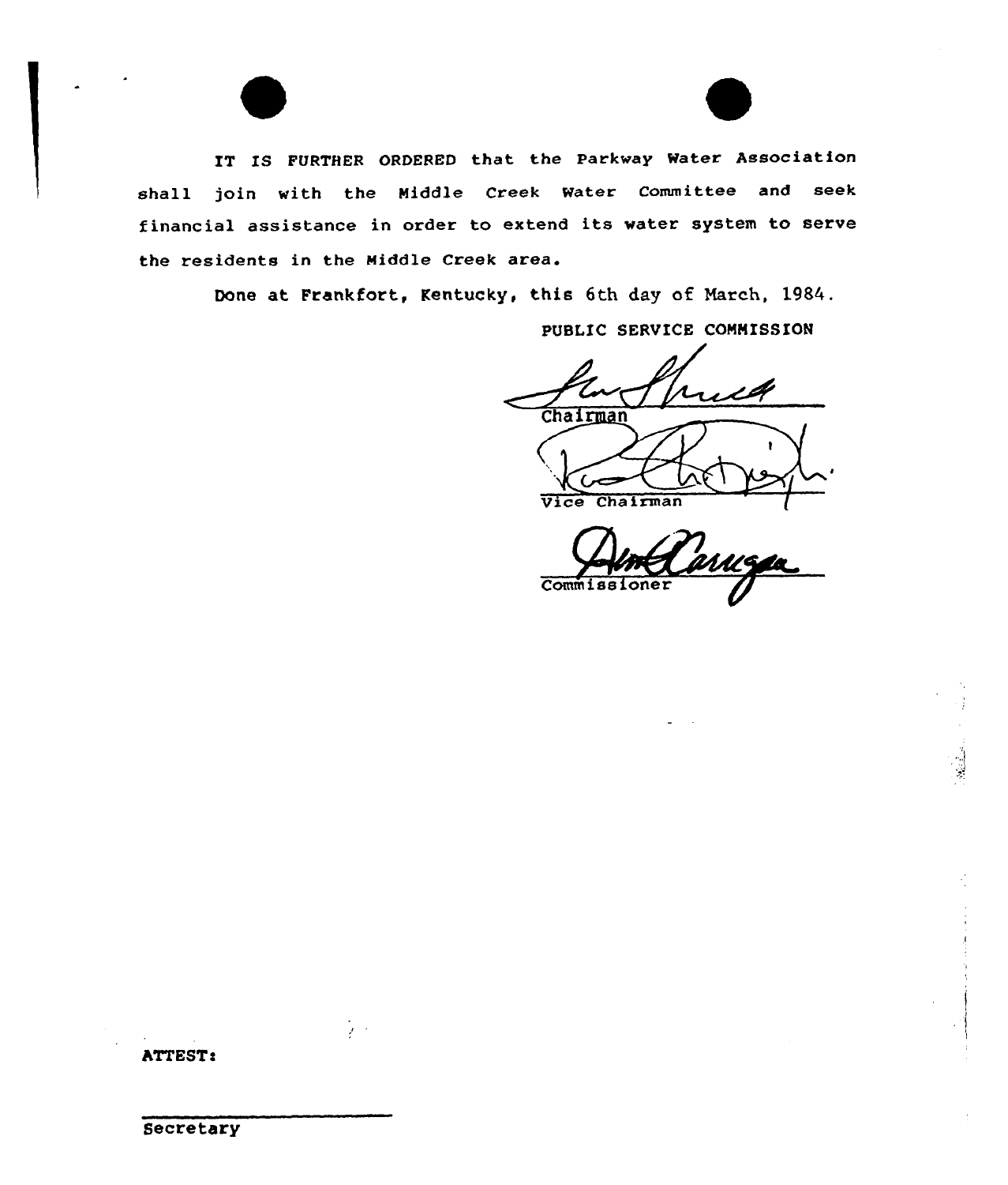IT IS FURTHER ORDERED that the Parkway Water Association shall join with the Middle Creek Water Committee and seek financial assistance in order to extend its water system to serve the residents in the Middle Creek area.

Done at Frankfort, Kentucky, this 6th day of March, 1984.

PUBLIC SERVICE COMMISSION

Chairman

Vice Chairman

Commissioner

ATTEST:

Secretary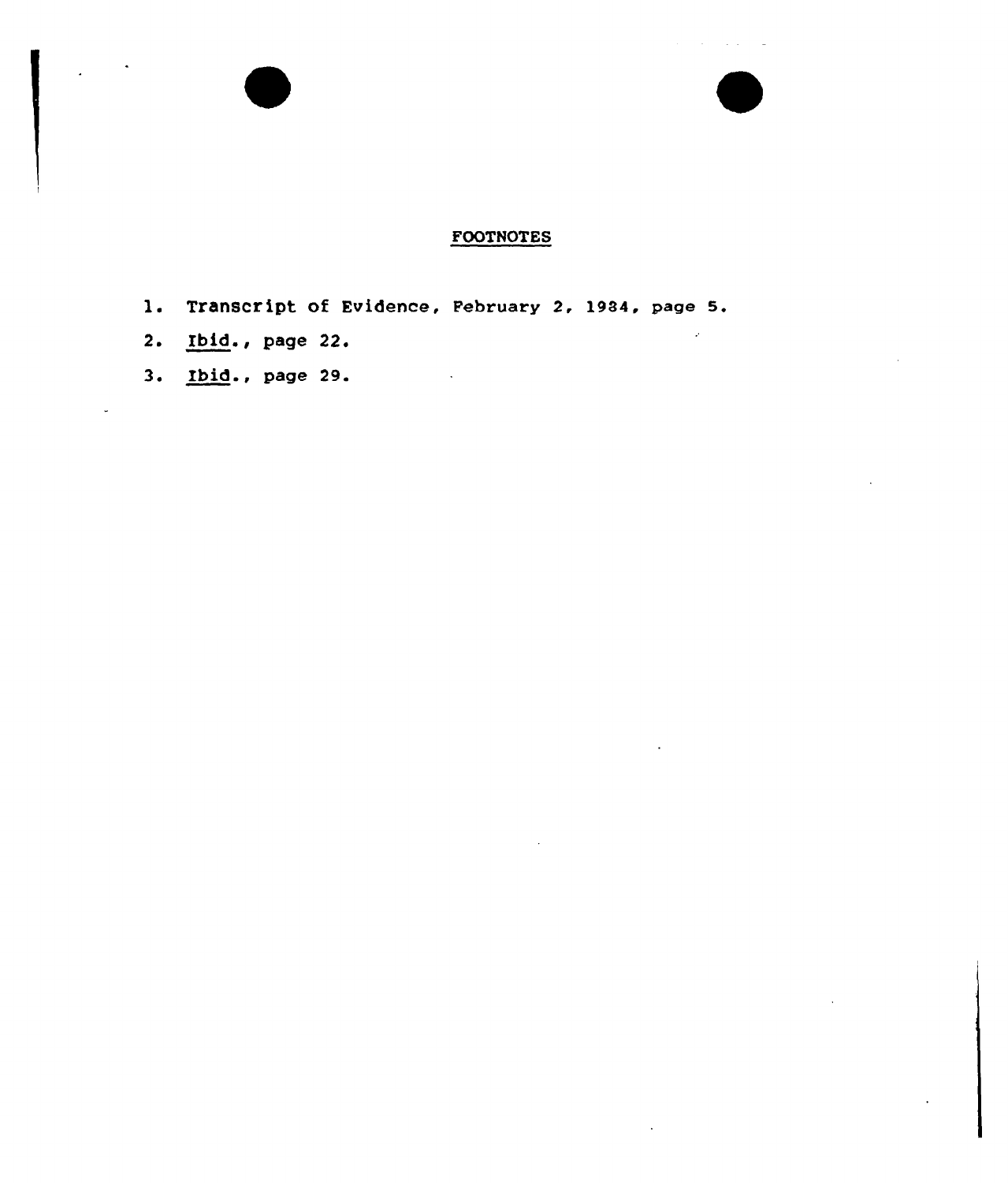## FOOTNOTES

1. Transcript of Evidence, February 2, 1984, page 5.
2. Ibid., page 22.
3. Ibid., page 29.